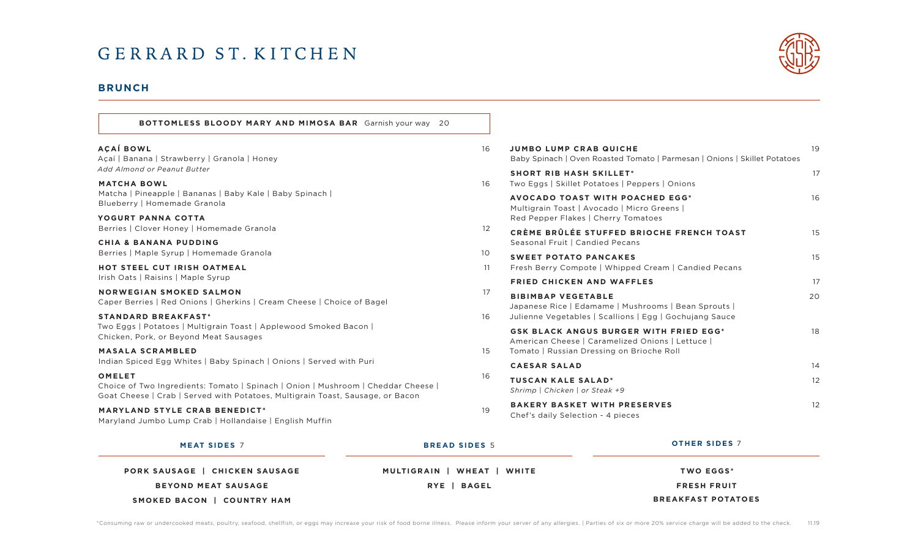# GERRARD ST. KITCHEN

## BRUNCH

**BOTTOMLESS BLOODY MARY AND MIMOSA BAR** Garnish your way 20

**AÇAÍ BOWL** 16
Açaí | Banana | Strawberry | Granola | Honey
*Add Almond or Peanut Butter*

**MATCHA BOWL** 16
Matcha | Pineapple | Bananas | Baby Kale | Baby Spinach | Blueberry | Homemade Granola

**YOGURT PANNA COTTA** 12
Berries | Clover Honey | Homemade Granola

**CHIA & BANANA PUDDING** 10
Berries | Maple Syrup | Homemade Granola

**HOT STEEL CUT IRISH OATMEAL** 11
Irish Oats | Raisins | Maple Syrup

**NORWEGIAN SMOKED SALMON** 17
Caper Berries | Red Onions | Gherkins | Cream Cheese | Choice of Bagel

**STANDARD BREAKFAST*** 16
Two Eggs | Potatoes | Multigrain Toast | Applewood Smoked Bacon | Chicken, Pork, or Beyond Meat Sausages

**MASALA SCRAMBLED** 15
Indian Spiced Egg Whites | Baby Spinach | Onions | Served with Puri

**OMELET** 16
Choice of Two Ingredients: Tomato | Spinach | Onion | Mushroom | Cheddar Cheese | Goat Cheese | Crab | Served with Potatoes, Multigrain Toast, Sausage, or Bacon

**MARYLAND STYLE CRAB BENEDICT*** 19
Maryland Jumbo Lump Crab | Hollandaise | English Muffin

**JUMBO LUMP CRAB QUICHE** 19
Baby Spinach | Oven Roasted Tomato | Parmesan | Onions | Skillet Potatoes

**SHORT RIB HASH SKILLET*** 17
Two Eggs | Skillet Potatoes | Peppers | Onions

**AVOCADO TOAST WITH POACHED EGG*** 16
Multigrain Toast | Avocado | Micro Greens | Red Pepper Flakes | Cherry Tomatoes

**CRÈME BRÛLÉE STUFFED BRIOCHE FRENCH TOAST** 15
Seasonal Fruit | Candied Pecans

**SWEET POTATO PANCAKES** 15
Fresh Berry Compote | Whipped Cream | Candied Pecans

**FRIED CHICKEN AND WAFFLES** 17

**BIBIMBAP VEGETABLE** 20
Japanese Rice | Edamame | Mushrooms | Bean Sprouts | Julienne Vegetables | Scallions | Egg | Gochujang Sauce

**GSK BLACK ANGUS BURGER WITH FRIED EGG*** 18
American Cheese | Caramelized Onions | Lettuce | Tomato | Russian Dressing on Brioche Roll

**CAESAR SALAD** 14

**TUSCAN KALE SALAD*** 12
*Shrimp | Chicken | or Steak +9*

**BAKERY BASKET WITH PRESERVES** 12
Chef's daily Selection - 4 pieces

### MEAT SIDES 7

PORK SAUSAGE | CHICKEN SAUSAGE
BEYOND MEAT SAUSAGE
SMOKED BACON | COUNTRY HAM

### BREAD SIDES 5

MULTIGRAIN | WHEAT | WHITE
RYE | BAGEL

### OTHER SIDES 7

TWO EGGS*
FRESH FRUIT
BREAKFAST POTATOES

*Consuming raw or undercooked meats, poultry, seafood, shellfish, or eggs may increase your risk of food borne illness. Please inform your server of any allergies. | Parties of six or more 20% service charge will be added to the check. 11.19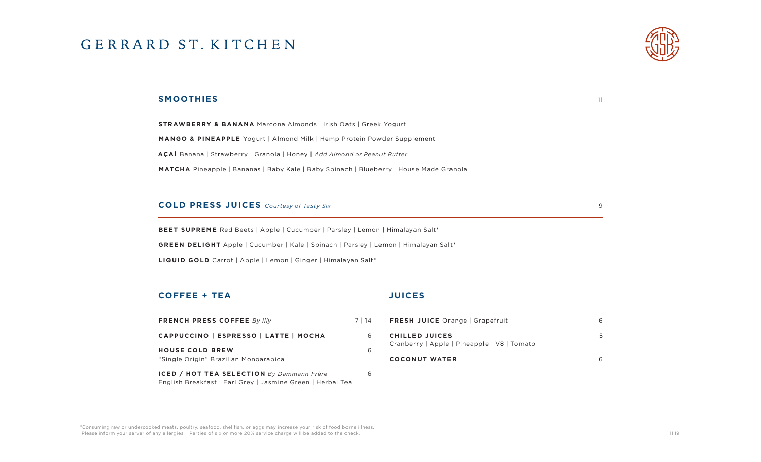# GERRARD ST. KITCHEN

## SMOOTHIES 11

**STRAWBERRY & BANANA** Marcona Almonds | Irish Oats | Greek Yogurt

**MANGO & PINEAPPLE** Yogurt | Almond Milk | Hemp Protein Powder Supplement

**AÇAÍ** Banana | Strawberry | Granola | Honey | *Add Almond or Peanut Butter*

**MATCHA** Pineapple | Bananas | Baby Kale | Baby Spinach | Blueberry | House Made Granola

## COLD PRESS JUICES *Courtesy of Tasty Six* 9

**BEET SUPREME** Red Beets | Apple | Cucumber | Parsley | Lemon | Himalayan Salt*

**GREEN DELIGHT** Apple | Cucumber | Kale | Spinach | Parsley | Lemon | Himalayan Salt*

**LIQUID GOLD** Carrot | Apple | Lemon | Ginger | Himalayan Salt*

## COFFEE + TEA

**FRENCH PRESS COFFEE** *By Illy* 7 | 14

**CAPPUCCINO | ESPRESSO | LATTE | MOCHA** 6

**HOUSE COLD BREW** 6
"Single Origin" Brazilian Monoarabica

**ICED / HOT TEA SELECTION** *By Dammann Frère* 6
English Breakfast | Earl Grey | Jasmine Green | Herbal Tea

## JUICES

**FRESH JUICE** Orange | Grapefruit 6

**CHILLED JUICES** 5
Cranberry | Apple | Pineapple | V8 | Tomato

**COCONUT WATER** 6

*Consuming raw or undercooked meats, poultry, seafood, shellfish, or eggs may increase your risk of food borne illness.
Please inform your server of any allergies. | Parties of six or more 20% service charge will be added to the check.

11.19